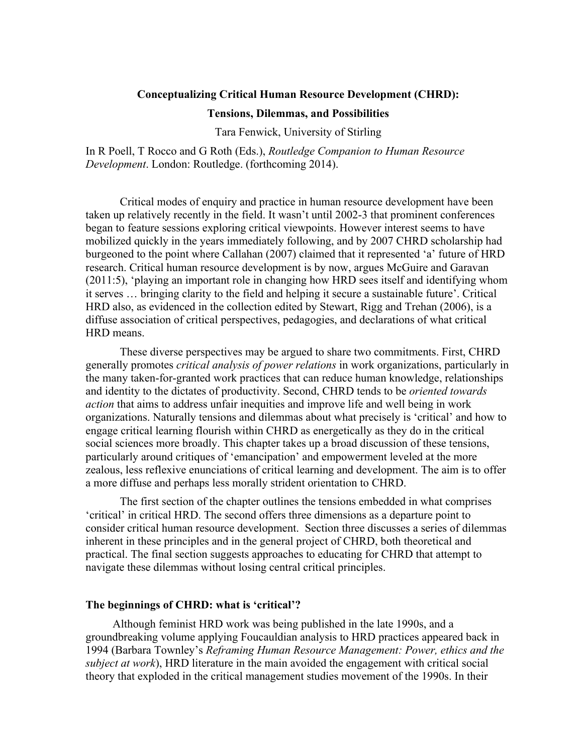# Conceptualizing Critical Human Resource Development (CHRD): Tensions, Dilemmas, and Possibilities

Tara Fenwick, University of Stirling

In R Poell, T Rocco and G Roth (Eds.), *Routledge Companion to Human Resource Development*. London: Routledge. (forthcoming 2014).

Critical modes of enquiry and practice in human resource development have been taken up relatively recently in the field. It wasn't until 2002-3 that prominent conferences began to feature sessions exploring critical viewpoints. However interest seems to have mobilized quickly in the years immediately following, and by 2007 CHRD scholarship had burgeoned to the point where Callahan (2007) claimed that it represented 'a' future of HRD research. Critical human resource development is by now, argues McGuire and Garavan (2011:5), 'playing an important role in changing how HRD sees itself and identifying whom it serves … bringing clarity to the field and helping it secure a sustainable future'. Critical HRD also, as evidenced in the collection edited by Stewart, Rigg and Trehan (2006), is a diffuse association of critical perspectives, pedagogies, and declarations of what critical HRD means.

These diverse perspectives may be argued to share two commitments. First, CHRD generally promotes *critical analysis of power relations* in work organizations, particularly in the many taken-for-granted work practices that can reduce human knowledge, relationships and identity to the dictates of productivity. Second, CHRD tends to be *oriented towards action* that aims to address unfair inequities and improve life and well being in work organizations. Naturally tensions and dilemmas about what precisely is 'critical' and how to engage critical learning flourish within CHRD as energetically as they do in the critical social sciences more broadly. This chapter takes up a broad discussion of these tensions, particularly around critiques of 'emancipation' and empowerment leveled at the more zealous, less reflexive enunciations of critical learning and development. The aim is to offer a more diffuse and perhaps less morally strident orientation to CHRD.

The first section of the chapter outlines the tensions embedded in what comprises 'critical' in critical HRD. The second offers three dimensions as a departure point to consider critical human resource development. Section three discusses a series of dilemmas inherent in these principles and in the general project of CHRD, both theoretical and practical. The final section suggests approaches to educating for CHRD that attempt to navigate these dilemmas without losing central critical principles.

## The beginnings of CHRD: what is 'critical'?

Although feminist HRD work was being published in the late 1990s, and a groundbreaking volume applying Foucauldian analysis to HRD practices appeared back in 1994 (Barbara Townley's *Reframing Human Resource Management: Power, ethics and the subject at work*), HRD literature in the main avoided the engagement with critical social theory that exploded in the critical management studies movement of the 1990s. In their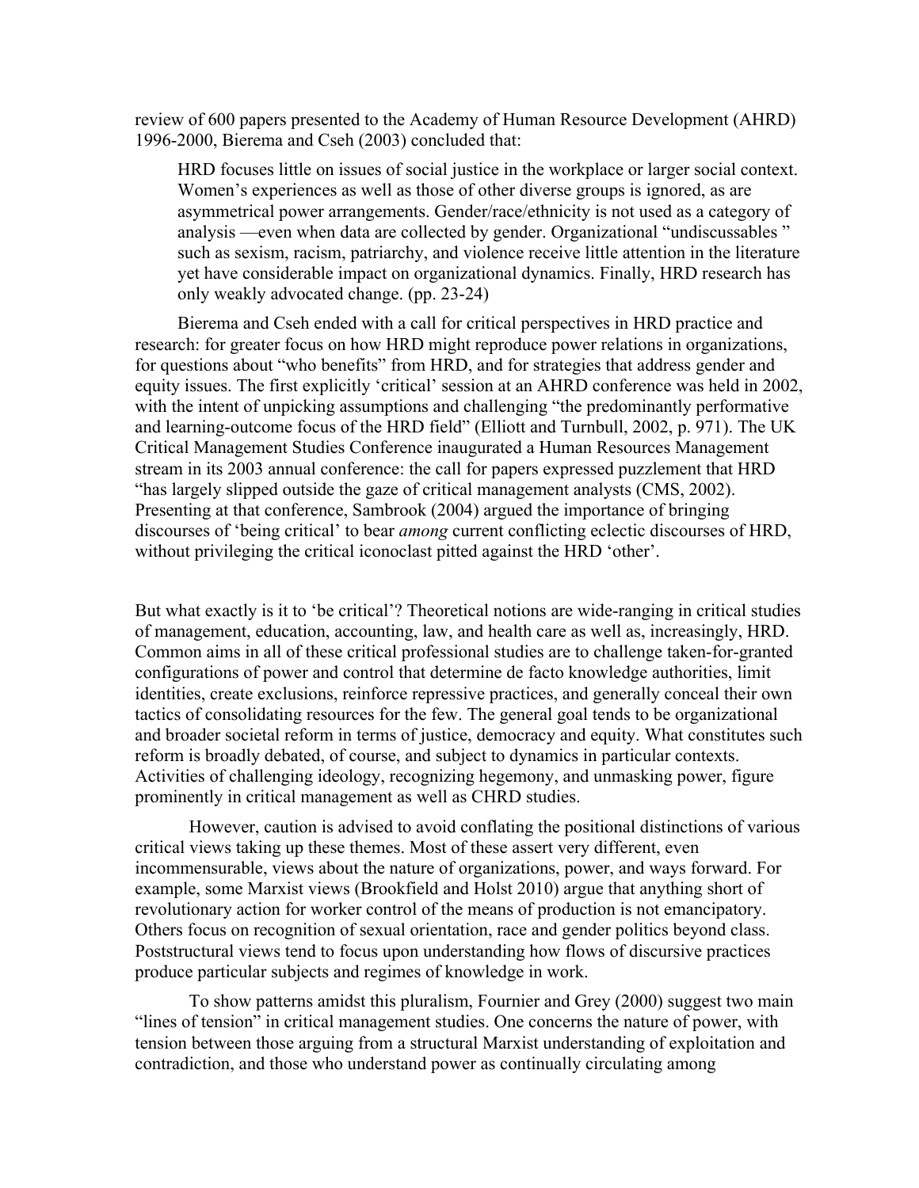review of 600 papers presented to the Academy of Human Resource Development (AHRD) 1996-2000, Bierema and Cseh (2003) concluded that:

> HRD focuses little on issues of social justice in the workplace or larger social context. Women's experiences as well as those of other diverse groups is ignored, as are asymmetrical power arrangements. Gender/race/ethnicity is not used as a category of analysis —even when data are collected by gender. Organizational "undiscussables " such as sexism, racism, patriarchy, and violence receive little attention in the literature yet have considerable impact on organizational dynamics. Finally, HRD research has only weakly advocated change. (pp. 23-24)

Bierema and Cseh ended with a call for critical perspectives in HRD practice and research: for greater focus on how HRD might reproduce power relations in organizations, for questions about "who benefits" from HRD, and for strategies that address gender and equity issues. The first explicitly 'critical' session at an AHRD conference was held in 2002, with the intent of unpicking assumptions and challenging "the predominantly performative and learning-outcome focus of the HRD field" (Elliott and Turnbull, 2002, p. 971). The UK Critical Management Studies Conference inaugurated a Human Resources Management stream in its 2003 annual conference: the call for papers expressed puzzlement that HRD "has largely slipped outside the gaze of critical management analysts (CMS, 2002). Presenting at that conference, Sambrook (2004) argued the importance of bringing discourses of 'being critical' to bear *among* current conflicting eclectic discourses of HRD, without privileging the critical iconoclast pitted against the HRD 'other'.

But what exactly is it to 'be critical'? Theoretical notions are wide-ranging in critical studies of management, education, accounting, law, and health care as well as, increasingly, HRD. Common aims in all of these critical professional studies are to challenge taken-for-granted configurations of power and control that determine de facto knowledge authorities, limit identities, create exclusions, reinforce repressive practices, and generally conceal their own tactics of consolidating resources for the few. The general goal tends to be organizational and broader societal reform in terms of justice, democracy and equity. What constitutes such reform is broadly debated, of course, and subject to dynamics in particular contexts. Activities of challenging ideology, recognizing hegemony, and unmasking power, figure prominently in critical management as well as CHRD studies.

However, caution is advised to avoid conflating the positional distinctions of various critical views taking up these themes. Most of these assert very different, even incommensurable, views about the nature of organizations, power, and ways forward. For example, some Marxist views (Brookfield and Holst 2010) argue that anything short of revolutionary action for worker control of the means of production is not emancipatory. Others focus on recognition of sexual orientation, race and gender politics beyond class. Poststructural views tend to focus upon understanding how flows of discursive practices produce particular subjects and regimes of knowledge in work.

To show patterns amidst this pluralism, Fournier and Grey (2000) suggest two main "lines of tension" in critical management studies. One concerns the nature of power, with tension between those arguing from a structural Marxist understanding of exploitation and contradiction, and those who understand power as continually circulating among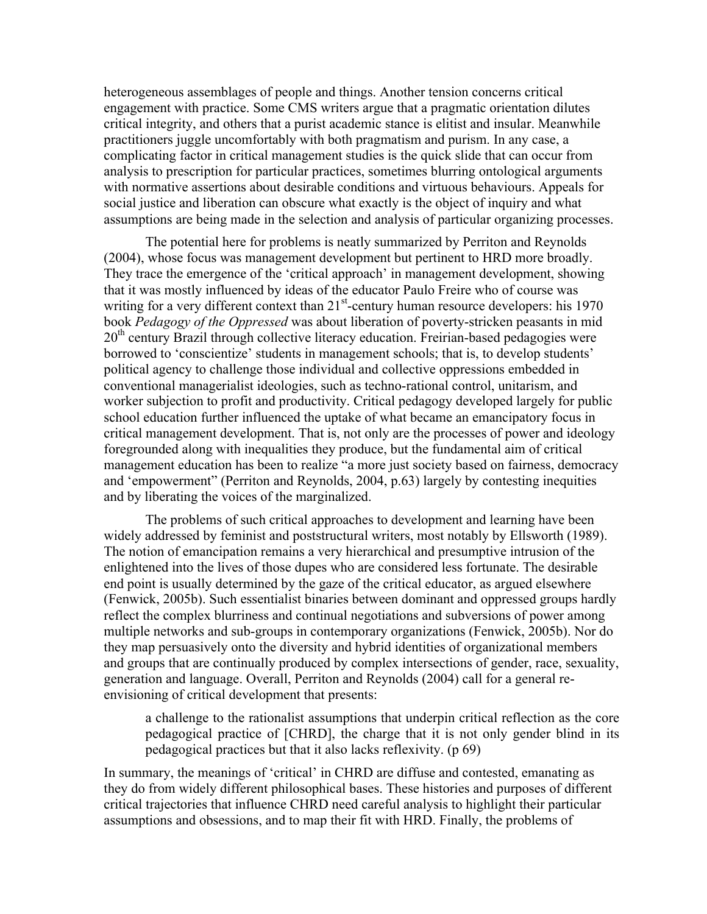heterogeneous assemblages of people and things. Another tension concerns critical engagement with practice. Some CMS writers argue that a pragmatic orientation dilutes critical integrity, and others that a purist academic stance is elitist and insular. Meanwhile practitioners juggle uncomfortably with both pragmatism and purism. In any case, a complicating factor in critical management studies is the quick slide that can occur from analysis to prescription for particular practices, sometimes blurring ontological arguments with normative assertions about desirable conditions and virtuous behaviours. Appeals for social justice and liberation can obscure what exactly is the object of inquiry and what assumptions are being made in the selection and analysis of particular organizing processes.

The potential here for problems is neatly summarized by Perriton and Reynolds (2004), whose focus was management development but pertinent to HRD more broadly. They trace the emergence of the 'critical approach' in management development, showing that it was mostly influenced by ideas of the educator Paulo Freire who of course was writing for a very different context than 21st-century human resource developers: his 1970 book *Pedagogy of the Oppressed* was about liberation of poverty-stricken peasants in mid 20th century Brazil through collective literacy education. Freirian-based pedagogies were borrowed to 'conscientize' students in management schools; that is, to develop students' political agency to challenge those individual and collective oppressions embedded in conventional managerialist ideologies, such as techno-rational control, unitarism, and worker subjection to profit and productivity. Critical pedagogy developed largely for public school education further influenced the uptake of what became an emancipatory focus in critical management development. That is, not only are the processes of power and ideology foregrounded along with inequalities they produce, but the fundamental aim of critical management education has been to realize "a more just society based on fairness, democracy and 'empowerment" (Perriton and Reynolds, 2004, p.63) largely by contesting inequities and by liberating the voices of the marginalized.

The problems of such critical approaches to development and learning have been widely addressed by feminist and poststructural writers, most notably by Ellsworth (1989). The notion of emancipation remains a very hierarchical and presumptive intrusion of the enlightened into the lives of those dupes who are considered less fortunate. The desirable end point is usually determined by the gaze of the critical educator, as argued elsewhere (Fenwick, 2005b). Such essentialist binaries between dominant and oppressed groups hardly reflect the complex blurriness and continual negotiations and subversions of power among multiple networks and sub-groups in contemporary organizations (Fenwick, 2005b). Nor do they map persuasively onto the diversity and hybrid identities of organizational members and groups that are continually produced by complex intersections of gender, race, sexuality, generation and language. Overall, Perriton and Reynolds (2004) call for a general re-envisioning of critical development that presents:

> a challenge to the rationalist assumptions that underpin critical reflection as the core pedagogical practice of [CHRD], the charge that it is not only gender blind in its pedagogical practices but that it also lacks reflexivity. (p 69)

In summary, the meanings of 'critical' in CHRD are diffuse and contested, emanating as they do from widely different philosophical bases. These histories and purposes of different critical trajectories that influence CHRD need careful analysis to highlight their particular assumptions and obsessions, and to map their fit with HRD. Finally, the problems of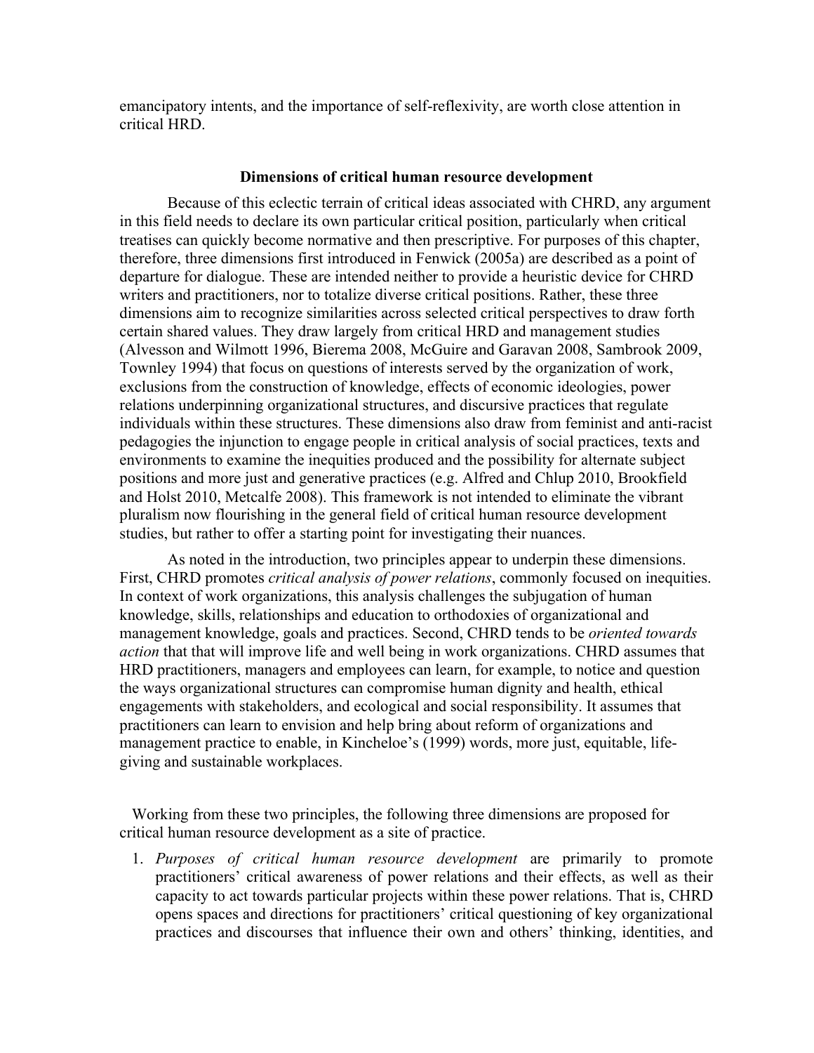emancipatory intents, and the importance of self-reflexivity, are worth close attention in critical HRD.

## Dimensions of critical human resource development

Because of this eclectic terrain of critical ideas associated with CHRD, any argument in this field needs to declare its own particular critical position, particularly when critical treatises can quickly become normative and then prescriptive. For purposes of this chapter, therefore, three dimensions first introduced in Fenwick (2005a) are described as a point of departure for dialogue. These are intended neither to provide a heuristic device for CHRD writers and practitioners, nor to totalize diverse critical positions. Rather, these three dimensions aim to recognize similarities across selected critical perspectives to draw forth certain shared values. They draw largely from critical HRD and management studies (Alvesson and Wilmott 1996, Bierema 2008, McGuire and Garavan 2008, Sambrook 2009, Townley 1994) that focus on questions of interests served by the organization of work, exclusions from the construction of knowledge, effects of economic ideologies, power relations underpinning organizational structures, and discursive practices that regulate individuals within these structures. These dimensions also draw from feminist and anti-racist pedagogies the injunction to engage people in critical analysis of social practices, texts and environments to examine the inequities produced and the possibility for alternate subject positions and more just and generative practices (e.g. Alfred and Chlup 2010, Brookfield and Holst 2010, Metcalfe 2008). This framework is not intended to eliminate the vibrant pluralism now flourishing in the general field of critical human resource development studies, but rather to offer a starting point for investigating their nuances.

As noted in the introduction, two principles appear to underpin these dimensions. First, CHRD promotes *critical analysis of power relations*, commonly focused on inequities. In context of work organizations, this analysis challenges the subjugation of human knowledge, skills, relationships and education to orthodoxies of organizational and management knowledge, goals and practices. Second, CHRD tends to be *oriented towards action* that that will improve life and well being in work organizations. CHRD assumes that HRD practitioners, managers and employees can learn, for example, to notice and question the ways organizational structures can compromise human dignity and health, ethical engagements with stakeholders, and ecological and social responsibility. It assumes that practitioners can learn to envision and help bring about reform of organizations and management practice to enable, in Kincheloe's (1999) words, more just, equitable, life-giving and sustainable workplaces.

Working from these two principles, the following three dimensions are proposed for critical human resource development as a site of practice.

1. *Purposes of critical human resource development* are primarily to promote practitioners' critical awareness of power relations and their effects, as well as their capacity to act towards particular projects within these power relations. That is, CHRD opens spaces and directions for practitioners' critical questioning of key organizational practices and discourses that influence their own and others' thinking, identities, and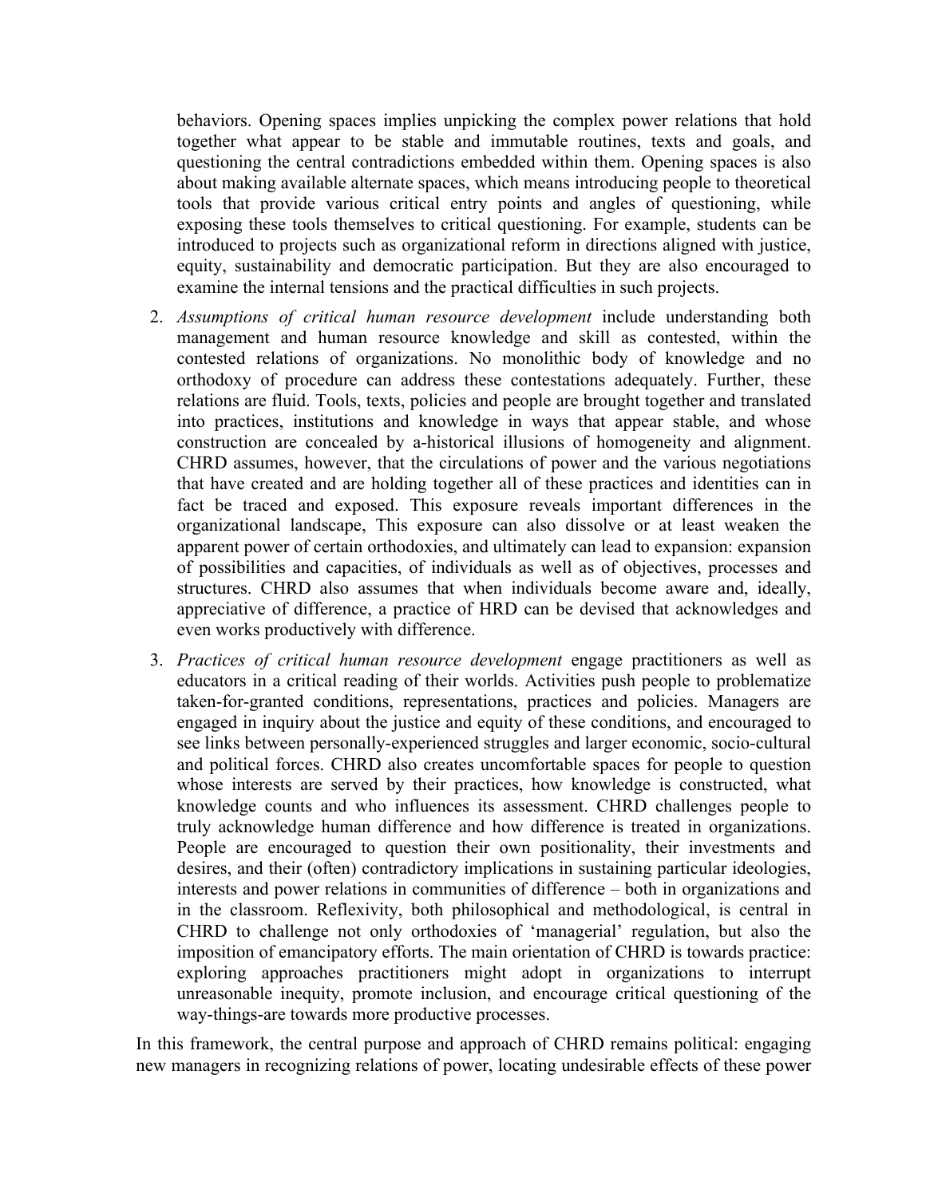behaviors. Opening spaces implies unpicking the complex power relations that hold together what appear to be stable and immutable routines, texts and goals, and questioning the central contradictions embedded within them. Opening spaces is also about making available alternate spaces, which means introducing people to theoretical tools that provide various critical entry points and angles of questioning, while exposing these tools themselves to critical questioning. For example, students can be introduced to projects such as organizational reform in directions aligned with justice, equity, sustainability and democratic participation. But they are also encouraged to examine the internal tensions and the practical difficulties in such projects.

2. *Assumptions of critical human resource development* include understanding both management and human resource knowledge and skill as contested, within the contested relations of organizations. No monolithic body of knowledge and no orthodoxy of procedure can address these contestations adequately. Further, these relations are fluid. Tools, texts, policies and people are brought together and translated into practices, institutions and knowledge in ways that appear stable, and whose construction are concealed by a-historical illusions of homogeneity and alignment. CHRD assumes, however, that the circulations of power and the various negotiations that have created and are holding together all of these practices and identities can in fact be traced and exposed. This exposure reveals important differences in the organizational landscape, This exposure can also dissolve or at least weaken the apparent power of certain orthodoxies, and ultimately can lead to expansion: expansion of possibilities and capacities, of individuals as well as of objectives, processes and structures. CHRD also assumes that when individuals become aware and, ideally, appreciative of difference, a practice of HRD can be devised that acknowledges and even works productively with difference.

3. *Practices of critical human resource development* engage practitioners as well as educators in a critical reading of their worlds. Activities push people to problematize taken-for-granted conditions, representations, practices and policies. Managers are engaged in inquiry about the justice and equity of these conditions, and encouraged to see links between personally-experienced struggles and larger economic, socio-cultural and political forces. CHRD also creates uncomfortable spaces for people to question whose interests are served by their practices, how knowledge is constructed, what knowledge counts and who influences its assessment. CHRD challenges people to truly acknowledge human difference and how difference is treated in organizations. People are encouraged to question their own positionality, their investments and desires, and their (often) contradictory implications in sustaining particular ideologies, interests and power relations in communities of difference – both in organizations and in the classroom. Reflexivity, both philosophical and methodological, is central in CHRD to challenge not only orthodoxies of 'managerial' regulation, but also the imposition of emancipatory efforts. The main orientation of CHRD is towards practice: exploring approaches practitioners might adopt in organizations to interrupt unreasonable inequity, promote inclusion, and encourage critical questioning of the way-things-are towards more productive processes.

In this framework, the central purpose and approach of CHRD remains political: engaging new managers in recognizing relations of power, locating undesirable effects of these power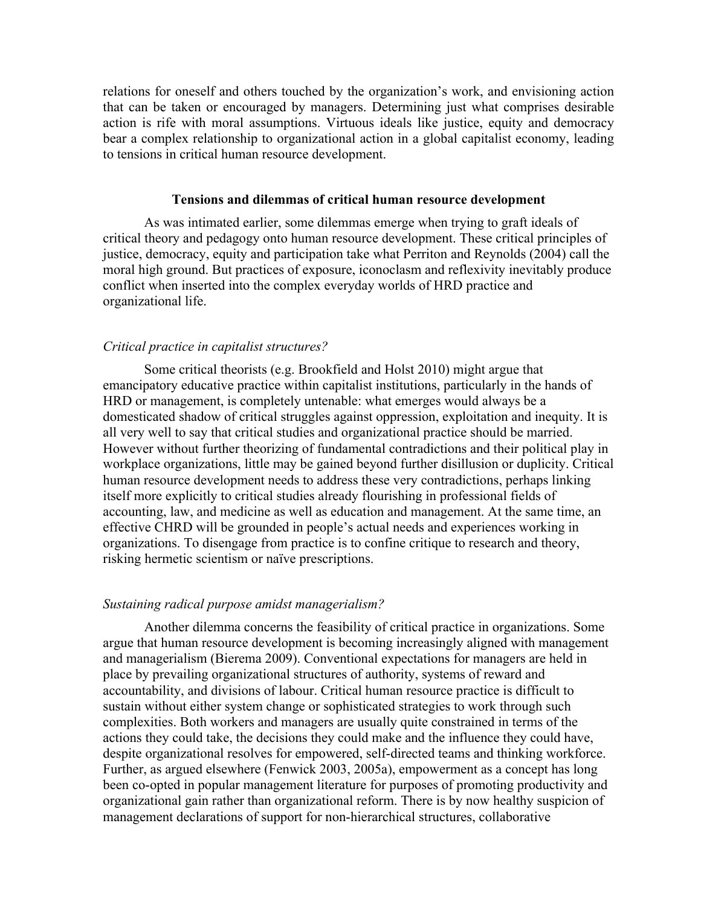relations for oneself and others touched by the organization's work, and envisioning action that can be taken or encouraged by managers. Determining just what comprises desirable action is rife with moral assumptions. Virtuous ideals like justice, equity and democracy bear a complex relationship to organizational action in a global capitalist economy, leading to tensions in critical human resource development.

## Tensions and dilemmas of critical human resource development

As was intimated earlier, some dilemmas emerge when trying to graft ideals of critical theory and pedagogy onto human resource development. These critical principles of justice, democracy, equity and participation take what Perriton and Reynolds (2004) call the moral high ground. But practices of exposure, iconoclasm and reflexivity inevitably produce conflict when inserted into the complex everyday worlds of HRD practice and organizational life.

### *Critical practice in capitalist structures?*

Some critical theorists (e.g. Brookfield and Holst 2010) might argue that emancipatory educative practice within capitalist institutions, particularly in the hands of HRD or management, is completely untenable: what emerges would always be a domesticated shadow of critical struggles against oppression, exploitation and inequity. It is all very well to say that critical studies and organizational practice should be married. However without further theorizing of fundamental contradictions and their political play in workplace organizations, little may be gained beyond further disillusion or duplicity. Critical human resource development needs to address these very contradictions, perhaps linking itself more explicitly to critical studies already flourishing in professional fields of accounting, law, and medicine as well as education and management. At the same time, an effective CHRD will be grounded in people's actual needs and experiences working in organizations. To disengage from practice is to confine critique to research and theory, risking hermetic scientism or naïve prescriptions.

### *Sustaining radical purpose amidst managerialism?*

Another dilemma concerns the feasibility of critical practice in organizations. Some argue that human resource development is becoming increasingly aligned with management and managerialism (Bierema 2009). Conventional expectations for managers are held in place by prevailing organizational structures of authority, systems of reward and accountability, and divisions of labour. Critical human resource practice is difficult to sustain without either system change or sophisticated strategies to work through such complexities. Both workers and managers are usually quite constrained in terms of the actions they could take, the decisions they could make and the influence they could have, despite organizational resolves for empowered, self-directed teams and thinking workforce. Further, as argued elsewhere (Fenwick 2003, 2005a), empowerment as a concept has long been co-opted in popular management literature for purposes of promoting productivity and organizational gain rather than organizational reform. There is by now healthy suspicion of management declarations of support for non-hierarchical structures, collaborative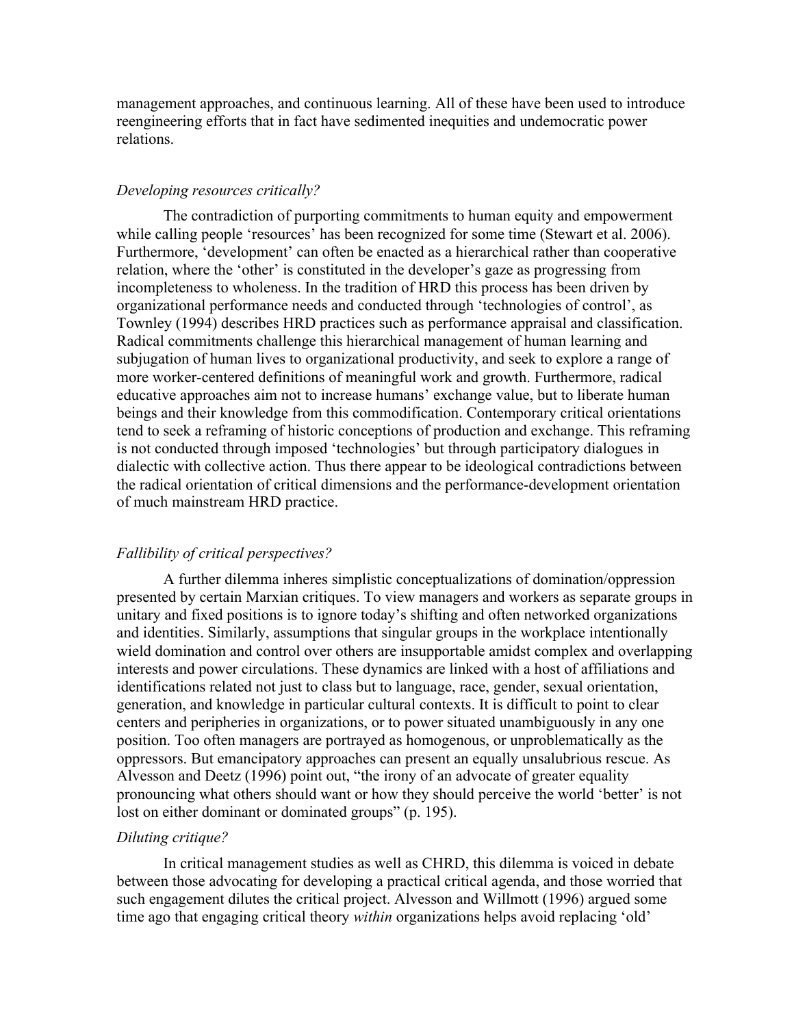management approaches, and continuous learning. All of these have been used to introduce reengineering efforts that in fact have sedimented inequities and undemocratic power relations.

### *Developing resources critically?*

The contradiction of purporting commitments to human equity and empowerment while calling people 'resources' has been recognized for some time (Stewart et al. 2006). Furthermore, 'development' can often be enacted as a hierarchical rather than cooperative relation, where the 'other' is constituted in the developer's gaze as progressing from incompleteness to wholeness. In the tradition of HRD this process has been driven by organizational performance needs and conducted through 'technologies of control', as Townley (1994) describes HRD practices such as performance appraisal and classification. Radical commitments challenge this hierarchical management of human learning and subjugation of human lives to organizational productivity, and seek to explore a range of more worker-centered definitions of meaningful work and growth. Furthermore, radical educative approaches aim not to increase humans' exchange value, but to liberate human beings and their knowledge from this commodification. Contemporary critical orientations tend to seek a reframing of historic conceptions of production and exchange. This reframing is not conducted through imposed 'technologies' but through participatory dialogues in dialectic with collective action. Thus there appear to be ideological contradictions between the radical orientation of critical dimensions and the performance-development orientation of much mainstream HRD practice.

### *Fallibility of critical perspectives?*

A further dilemma inheres simplistic conceptualizations of domination/oppression presented by certain Marxian critiques. To view managers and workers as separate groups in unitary and fixed positions is to ignore today's shifting and often networked organizations and identities. Similarly, assumptions that singular groups in the workplace intentionally wield domination and control over others are insupportable amidst complex and overlapping interests and power circulations. These dynamics are linked with a host of affiliations and identifications related not just to class but to language, race, gender, sexual orientation, generation, and knowledge in particular cultural contexts. It is difficult to point to clear centers and peripheries in organizations, or to power situated unambiguously in any one position. Too often managers are portrayed as homogenous, or unproblematically as the oppressors. But emancipatory approaches can present an equally unsalubrious rescue. As Alvesson and Deetz (1996) point out, "the irony of an advocate of greater equality pronouncing what others should want or how they should perceive the world 'better' is not lost on either dominant or dominated groups" (p. 195).

### *Diluting critique?*

In critical management studies as well as CHRD, this dilemma is voiced in debate between those advocating for developing a practical critical agenda, and those worried that such engagement dilutes the critical project. Alvesson and Willmott (1996) argued some time ago that engaging critical theory *within* organizations helps avoid replacing 'old'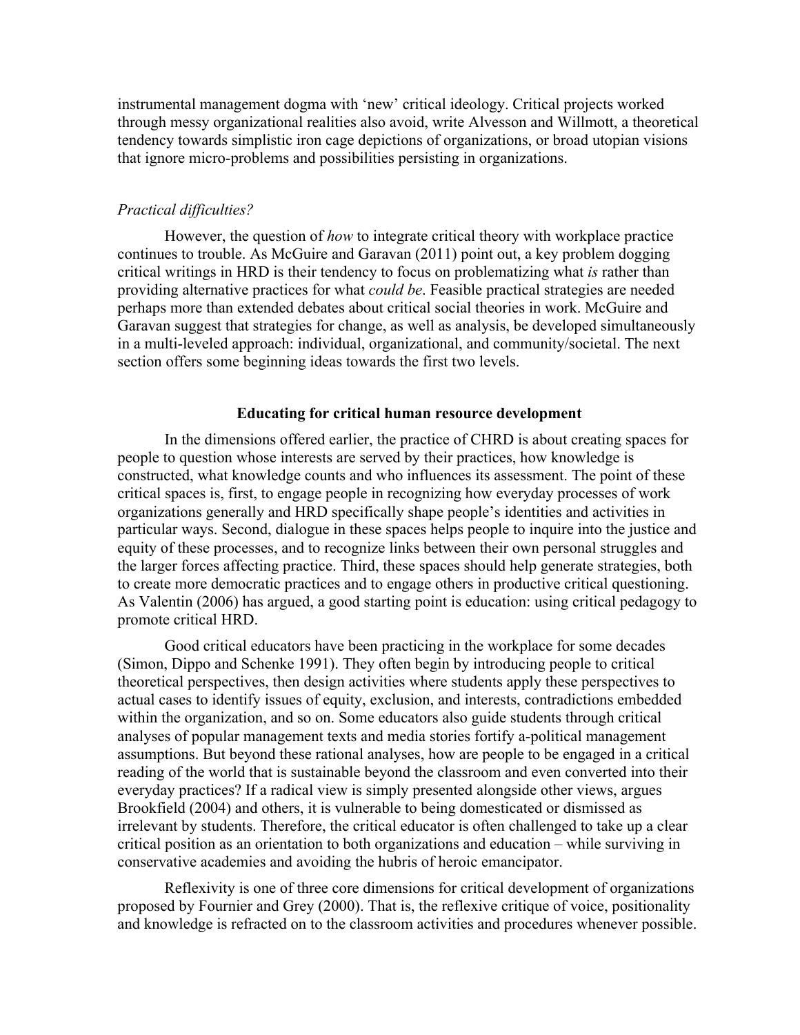instrumental management dogma with 'new' critical ideology. Critical projects worked through messy organizational realities also avoid, write Alvesson and Willmott, a theoretical tendency towards simplistic iron cage depictions of organizations, or broad utopian visions that ignore micro-problems and possibilities persisting in organizations.

*Practical difficulties?*

However, the question of *how* to integrate critical theory with workplace practice continues to trouble. As McGuire and Garavan (2011) point out, a key problem dogging critical writings in HRD is their tendency to focus on problematizing what *is* rather than providing alternative practices for what *could be*. Feasible practical strategies are needed perhaps more than extended debates about critical social theories in work. McGuire and Garavan suggest that strategies for change, as well as analysis, be developed simultaneously in a multi-leveled approach: individual, organizational, and community/societal. The next section offers some beginning ideas towards the first two levels.

## Educating for critical human resource development

In the dimensions offered earlier, the practice of CHRD is about creating spaces for people to question whose interests are served by their practices, how knowledge is constructed, what knowledge counts and who influences its assessment. The point of these critical spaces is, first, to engage people in recognizing how everyday processes of work organizations generally and HRD specifically shape people's identities and activities in particular ways. Second, dialogue in these spaces helps people to inquire into the justice and equity of these processes, and to recognize links between their own personal struggles and the larger forces affecting practice. Third, these spaces should help generate strategies, both to create more democratic practices and to engage others in productive critical questioning. As Valentin (2006) has argued, a good starting point is education: using critical pedagogy to promote critical HRD.

Good critical educators have been practicing in the workplace for some decades (Simon, Dippo and Schenke 1991). They often begin by introducing people to critical theoretical perspectives, then design activities where students apply these perspectives to actual cases to identify issues of equity, exclusion, and interests, contradictions embedded within the organization, and so on. Some educators also guide students through critical analyses of popular management texts and media stories fortify a-political management assumptions. But beyond these rational analyses, how are people to be engaged in a critical reading of the world that is sustainable beyond the classroom and even converted into their everyday practices? If a radical view is simply presented alongside other views, argues Brookfield (2004) and others, it is vulnerable to being domesticated or dismissed as irrelevant by students. Therefore, the critical educator is often challenged to take up a clear critical position as an orientation to both organizations and education – while surviving in conservative academies and avoiding the hubris of heroic emancipator.

Reflexivity is one of three core dimensions for critical development of organizations proposed by Fournier and Grey (2000). That is, the reflexive critique of voice, positionality and knowledge is refracted on to the classroom activities and procedures whenever possible.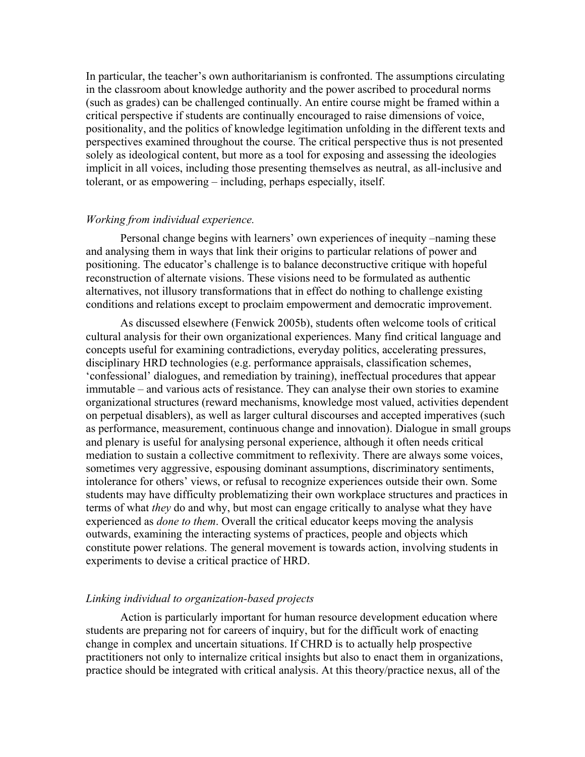In particular, the teacher's own authoritarianism is confronted. The assumptions circulating in the classroom about knowledge authority and the power ascribed to procedural norms (such as grades) can be challenged continually. An entire course might be framed within a critical perspective if students are continually encouraged to raise dimensions of voice, positionality, and the politics of knowledge legitimation unfolding in the different texts and perspectives examined throughout the course. The critical perspective thus is not presented solely as ideological content, but more as a tool for exposing and assessing the ideologies implicit in all voices, including those presenting themselves as neutral, as all-inclusive and tolerant, or as empowering – including, perhaps especially, itself.

*Working from individual experience.*

Personal change begins with learners' own experiences of inequity –naming these and analysing them in ways that link their origins to particular relations of power and positioning. The educator's challenge is to balance deconstructive critique with hopeful reconstruction of alternate visions. These visions need to be formulated as authentic alternatives, not illusory transformations that in effect do nothing to challenge existing conditions and relations except to proclaim empowerment and democratic improvement.

As discussed elsewhere (Fenwick 2005b), students often welcome tools of critical cultural analysis for their own organizational experiences. Many find critical language and concepts useful for examining contradictions, everyday politics, accelerating pressures, disciplinary HRD technologies (e.g. performance appraisals, classification schemes, 'confessional' dialogues, and remediation by training), ineffectual procedures that appear immutable – and various acts of resistance. They can analyse their own stories to examine organizational structures (reward mechanisms, knowledge most valued, activities dependent on perpetual disablers), as well as larger cultural discourses and accepted imperatives (such as performance, measurement, continuous change and innovation). Dialogue in small groups and plenary is useful for analysing personal experience, although it often needs critical mediation to sustain a collective commitment to reflexivity. There are always some voices, sometimes very aggressive, espousing dominant assumptions, discriminatory sentiments, intolerance for others' views, or refusal to recognize experiences outside their own. Some students may have difficulty problematizing their own workplace structures and practices in terms of what *they* do and why, but most can engage critically to analyse what they have experienced as *done to them*. Overall the critical educator keeps moving the analysis outwards, examining the interacting systems of practices, people and objects which constitute power relations. The general movement is towards action, involving students in experiments to devise a critical practice of HRD.

*Linking individual to organization-based projects*

Action is particularly important for human resource development education where students are preparing not for careers of inquiry, but for the difficult work of enacting change in complex and uncertain situations. If CHRD is to actually help prospective practitioners not only to internalize critical insights but also to enact them in organizations, practice should be integrated with critical analysis. At this theory/practice nexus, all of the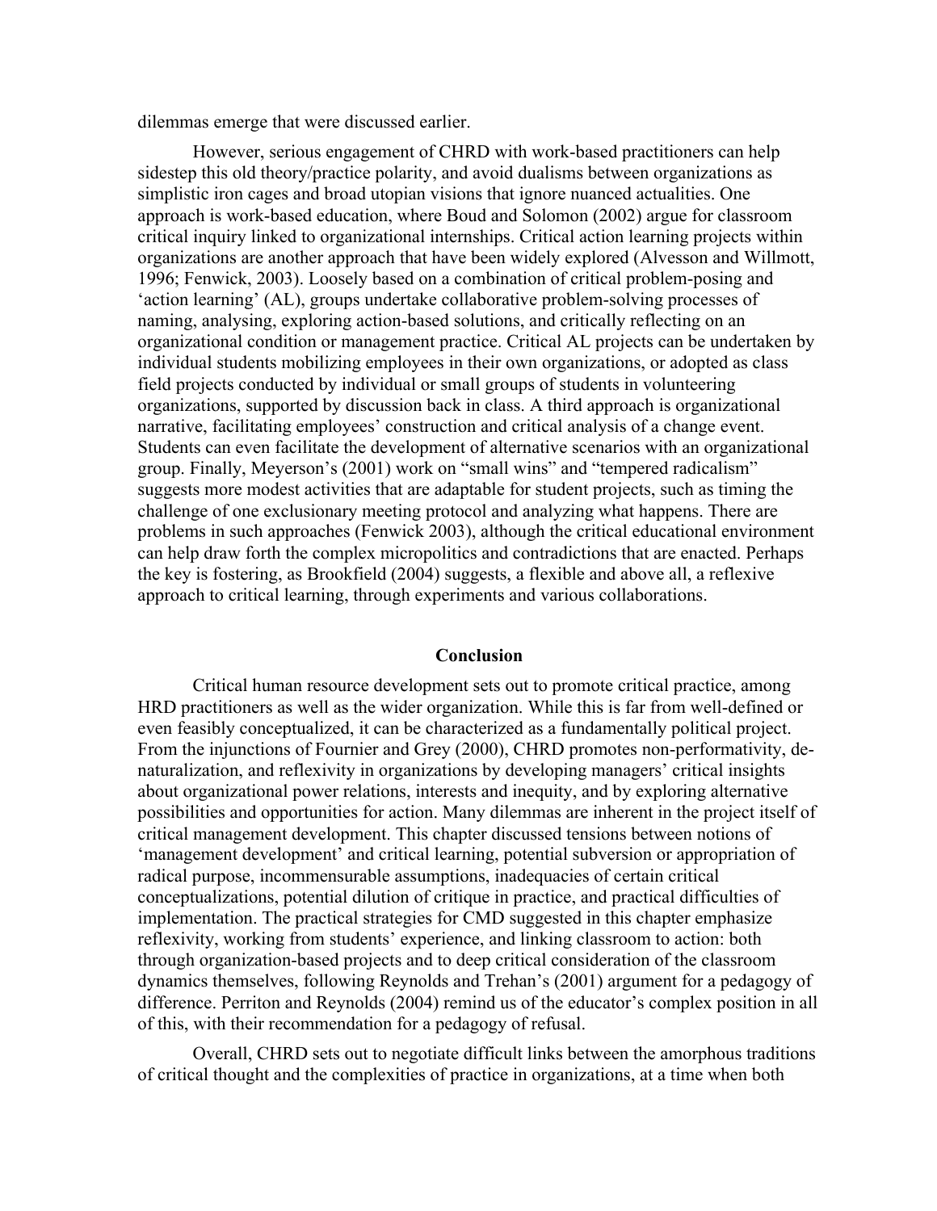dilemmas emerge that were discussed earlier.

However, serious engagement of CHRD with work-based practitioners can help sidestep this old theory/practice polarity, and avoid dualisms between organizations as simplistic iron cages and broad utopian visions that ignore nuanced actualities. One approach is work-based education, where Boud and Solomon (2002) argue for classroom critical inquiry linked to organizational internships. Critical action learning projects within organizations are another approach that have been widely explored (Alvesson and Willmott, 1996; Fenwick, 2003). Loosely based on a combination of critical problem-posing and 'action learning' (AL), groups undertake collaborative problem-solving processes of naming, analysing, exploring action-based solutions, and critically reflecting on an organizational condition or management practice. Critical AL projects can be undertaken by individual students mobilizing employees in their own organizations, or adopted as class field projects conducted by individual or small groups of students in volunteering organizations, supported by discussion back in class. A third approach is organizational narrative, facilitating employees' construction and critical analysis of a change event. Students can even facilitate the development of alternative scenarios with an organizational group. Finally, Meyerson's (2001) work on "small wins" and "tempered radicalism" suggests more modest activities that are adaptable for student projects, such as timing the challenge of one exclusionary meeting protocol and analyzing what happens. There are problems in such approaches (Fenwick 2003), although the critical educational environment can help draw forth the complex micropolitics and contradictions that are enacted. Perhaps the key is fostering, as Brookfield (2004) suggests, a flexible and above all, a reflexive approach to critical learning, through experiments and various collaborations.

## Conclusion

Critical human resource development sets out to promote critical practice, among HRD practitioners as well as the wider organization. While this is far from well-defined or even feasibly conceptualized, it can be characterized as a fundamentally political project. From the injunctions of Fournier and Grey (2000), CHRD promotes non-performativity, de-naturalization, and reflexivity in organizations by developing managers' critical insights about organizational power relations, interests and inequity, and by exploring alternative possibilities and opportunities for action. Many dilemmas are inherent in the project itself of critical management development. This chapter discussed tensions between notions of 'management development' and critical learning, potential subversion or appropriation of radical purpose, incommensurable assumptions, inadequacies of certain critical conceptualizations, potential dilution of critique in practice, and practical difficulties of implementation. The practical strategies for CMD suggested in this chapter emphasize reflexivity, working from students' experience, and linking classroom to action: both through organization-based projects and to deep critical consideration of the classroom dynamics themselves, following Reynolds and Trehan's (2001) argument for a pedagogy of difference. Perriton and Reynolds (2004) remind us of the educator's complex position in all of this, with their recommendation for a pedagogy of refusal.

Overall, CHRD sets out to negotiate difficult links between the amorphous traditions of critical thought and the complexities of practice in organizations, at a time when both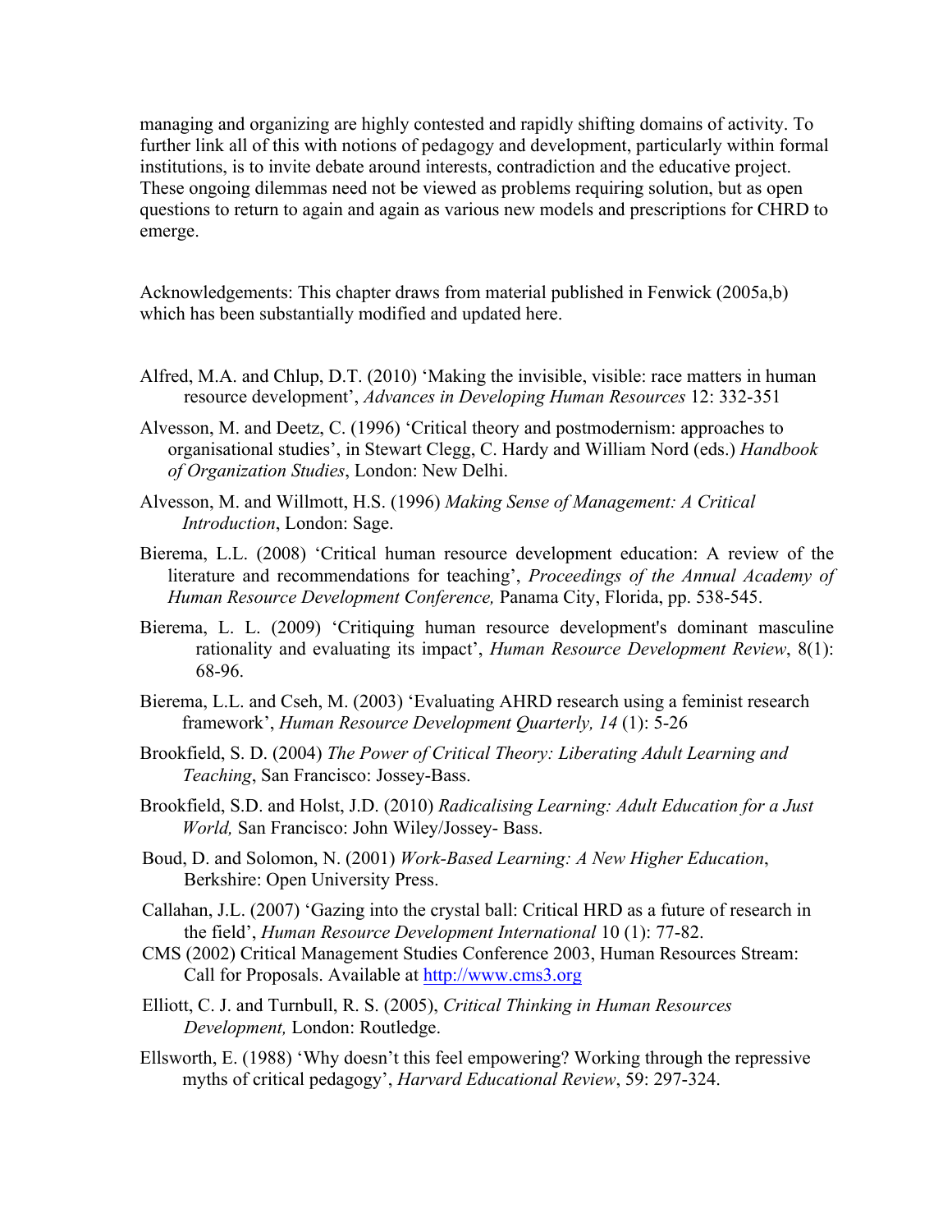managing and organizing are highly contested and rapidly shifting domains of activity. To further link all of this with notions of pedagogy and development, particularly within formal institutions, is to invite debate around interests, contradiction and the educative project. These ongoing dilemmas need not be viewed as problems requiring solution, but as open questions to return to again and again as various new models and prescriptions for CHRD to emerge.

Acknowledgements: This chapter draws from material published in Fenwick (2005a,b) which has been substantially modified and updated here.

Alfred, M.A. and Chlup, D.T. (2010) 'Making the invisible, visible: race matters in human resource development', *Advances in Developing Human Resources* 12: 332-351

Alvesson, M. and Deetz, C. (1996) 'Critical theory and postmodernism: approaches to organisational studies', in Stewart Clegg, C. Hardy and William Nord (eds.) *Handbook of Organization Studies*, London: New Delhi.

Alvesson, M. and Willmott, H.S. (1996) *Making Sense of Management: A Critical Introduction*, London: Sage.

Bierema, L.L. (2008) 'Critical human resource development education: A review of the literature and recommendations for teaching', *Proceedings of the Annual Academy of Human Resource Development Conference,* Panama City, Florida, pp. 538-545.

Bierema, L. L. (2009) 'Critiquing human resource development's dominant masculine rationality and evaluating its impact', *Human Resource Development Review*, 8(1): 68-96.

Bierema, L.L. and Cseh, M. (2003) 'Evaluating AHRD research using a feminist research framework', *Human Resource Development Quarterly, 14* (1): 5-26

Brookfield, S. D. (2004) *The Power of Critical Theory: Liberating Adult Learning and Teaching*, San Francisco: Jossey-Bass.

Brookfield, S.D. and Holst, J.D. (2010) *Radicalising Learning: Adult Education for a Just World,* San Francisco: John Wiley/Jossey- Bass.

Boud, D. and Solomon, N. (2001) *Work-Based Learning: A New Higher Education*, Berkshire: Open University Press.

Callahan, J.L. (2007) 'Gazing into the crystal ball: Critical HRD as a future of research in the field', *Human Resource Development International* 10 (1): 77-82.

CMS (2002) Critical Management Studies Conference 2003, Human Resources Stream: Call for Proposals. Available at http://www.cms3.org

Elliott, C. J. and Turnbull, R. S. (2005), *Critical Thinking in Human Resources Development,* London: Routledge.

Ellsworth, E. (1988) 'Why doesn't this feel empowering? Working through the repressive myths of critical pedagogy', *Harvard Educational Review*, 59: 297-324.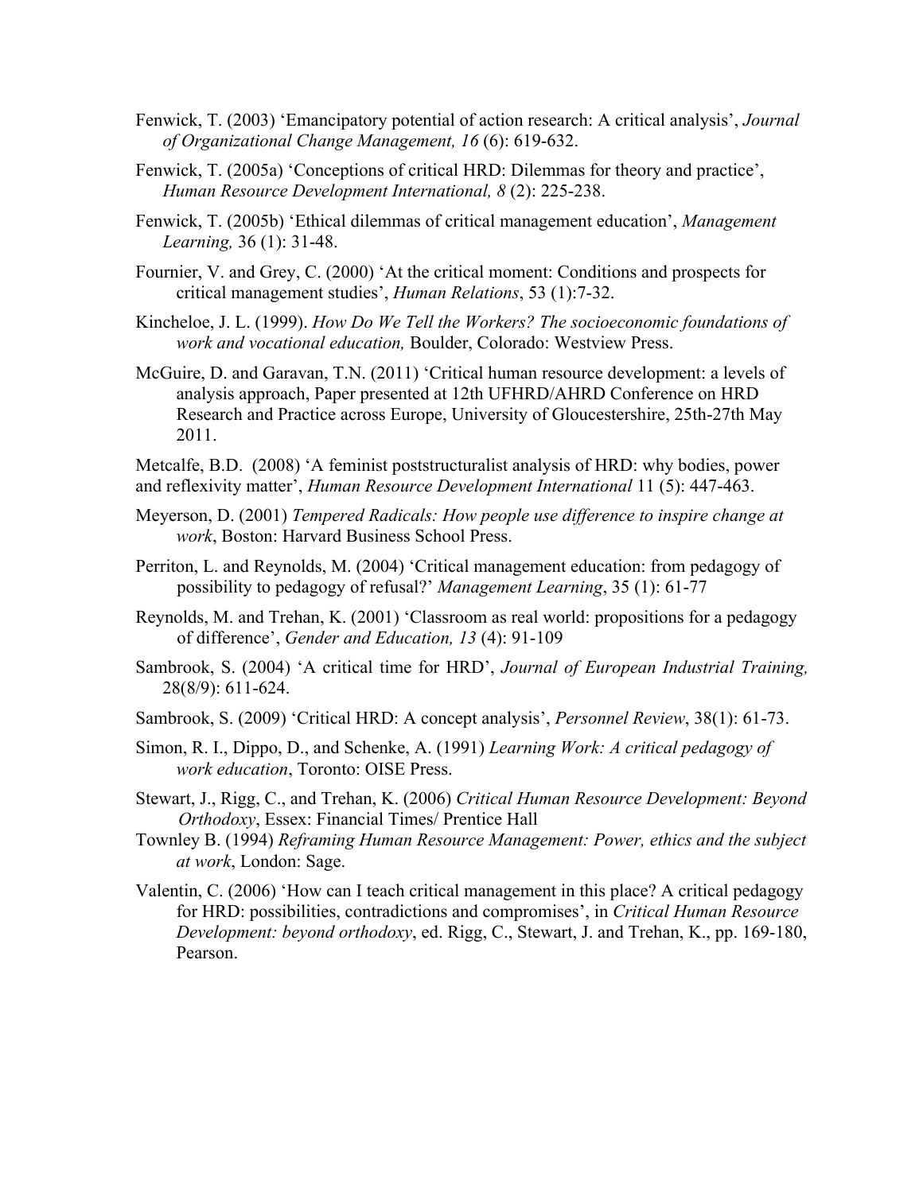Fenwick, T. (2003) 'Emancipatory potential of action research: A critical analysis', *Journal of Organizational Change Management, 16* (6): 619-632.

Fenwick, T. (2005a) 'Conceptions of critical HRD: Dilemmas for theory and practice', *Human Resource Development International, 8* (2): 225-238.

Fenwick, T. (2005b) 'Ethical dilemmas of critical management education', *Management Learning,* 36 (1): 31-48.

Fournier, V. and Grey, C. (2000) 'At the critical moment: Conditions and prospects for critical management studies', *Human Relations*, 53 (1):7-32.

Kincheloe, J. L. (1999). *How Do We Tell the Workers? The socioeconomic foundations of work and vocational education,* Boulder, Colorado: Westview Press.

McGuire, D. and Garavan, T.N. (2011) 'Critical human resource development: a levels of analysis approach, Paper presented at 12th UFHRD/AHRD Conference on HRD Research and Practice across Europe, University of Gloucestershire, 25th-27th May 2011.

Metcalfe, B.D. (2008) 'A feminist poststructuralist analysis of HRD: why bodies, power and reflexivity matter', *Human Resource Development International* 11 (5): 447-463.

Meyerson, D. (2001) *Tempered Radicals: How people use difference to inspire change at work*, Boston: Harvard Business School Press.

Perriton, L. and Reynolds, M. (2004) 'Critical management education: from pedagogy of possibility to pedagogy of refusal?' *Management Learning*, 35 (1): 61-77

Reynolds, M. and Trehan, K. (2001) 'Classroom as real world: propositions for a pedagogy of difference', *Gender and Education, 13* (4): 91-109

Sambrook, S. (2004) 'A critical time for HRD', *Journal of European Industrial Training,* 28(8/9): 611-624.

Sambrook, S. (2009) 'Critical HRD: A concept analysis', *Personnel Review*, 38(1): 61-73.

Simon, R. I., Dippo, D., and Schenke, A. (1991) *Learning Work: A critical pedagogy of work education*, Toronto: OISE Press.

Stewart, J., Rigg, C., and Trehan, K. (2006) *Critical Human Resource Development: Beyond Orthodoxy*, Essex: Financial Times/ Prentice Hall

Townley B. (1994) *Reframing Human Resource Management: Power, ethics and the subject at work*, London: Sage.

Valentin, C. (2006) 'How can I teach critical management in this place? A critical pedagogy for HRD: possibilities, contradictions and compromises', in *Critical Human Resource Development: beyond orthodoxy*, ed. Rigg, C., Stewart, J. and Trehan, K., pp. 169-180, Pearson.